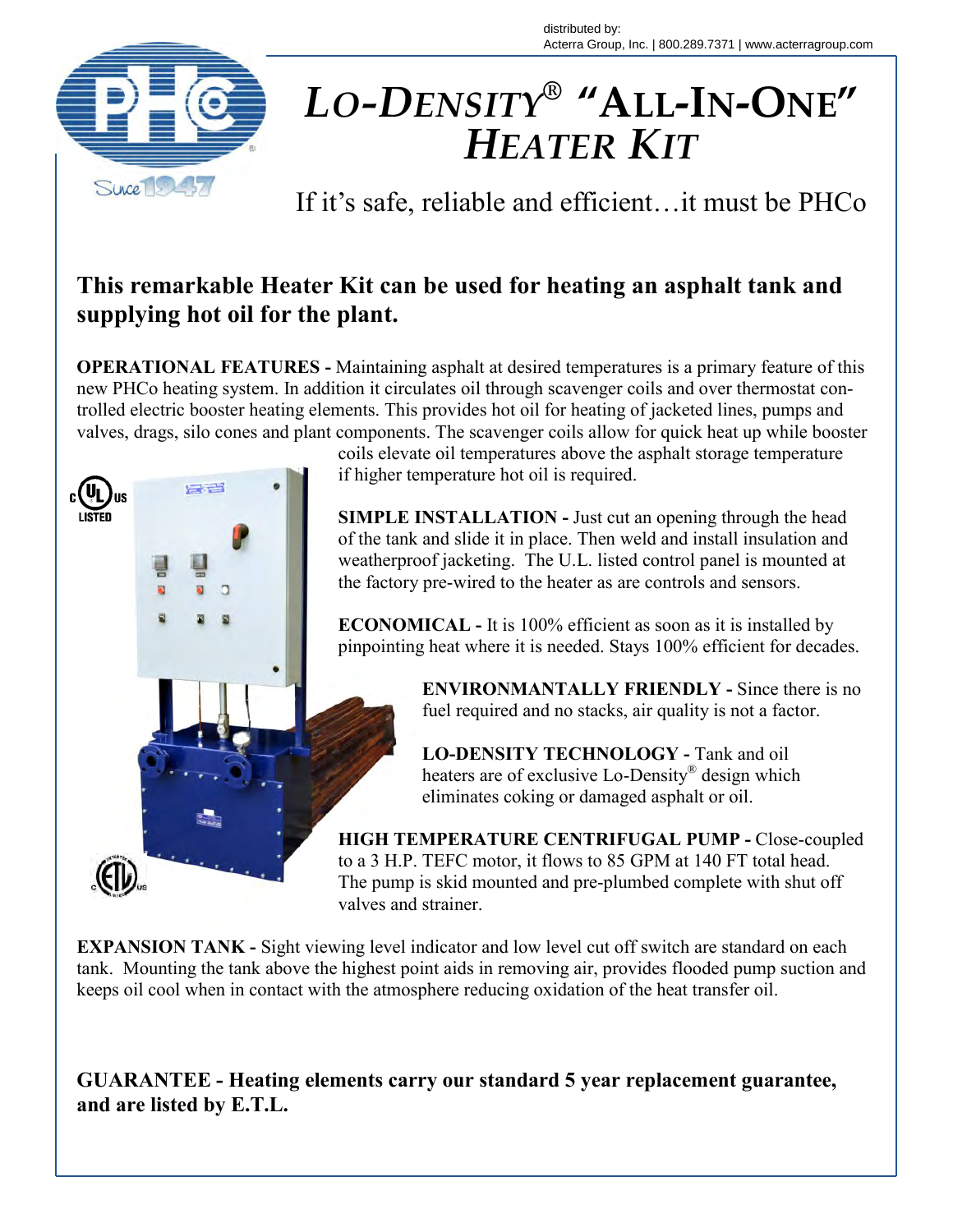distributed by:
Acterra Group, Inc. | 800.289.7371 | www.acterragroup.com

# *LO-DENSITY®* *"ALL-IN-ONE" HEATER KIT*

If it's safe, reliable and efficient…it must be PHCo

## This remarkable Heater Kit can be used for heating an asphalt tank and supplying hot oil for the plant.

**OPERATIONAL FEATURES -** Maintaining asphalt at desired temperatures is a primary feature of this new PHCo heating system. In addition it circulates oil through scavenger coils and over thermostat controlled electric booster heating elements. This provides hot oil for heating of jacketed lines, pumps and valves, drags, silo cones and plant components. The scavenger coils allow for quick heat up while booster coils elevate oil temperatures above the asphalt storage temperature if higher temperature hot oil is required.

**SIMPLE INSTALLATION -** Just cut an opening through the head of the tank and slide it in place. Then weld and install insulation and weatherproof jacketing. The U.L. listed control panel is mounted at the factory pre-wired to the heater as are controls and sensors.

**ECONOMICAL -** It is 100% efficient as soon as it is installed by pinpointing heat where it is needed. Stays 100% efficient for decades.

**ENVIRONMANTALLY FRIENDLY -** Since there is no fuel required and no stacks, air quality is not a factor.

**LO-DENSITY TECHNOLOGY -** Tank and oil heaters are of exclusive Lo-Density® design which eliminates coking or damaged asphalt or oil.

**HIGH TEMPERATURE CENTRIFUGAL PUMP -** Close-coupled to a 3 H.P. TEFC motor, it flows to 85 GPM at 140 FT total head. The pump is skid mounted and pre-plumbed complete with shut off valves and strainer.

**EXPANSION TANK -** Sight viewing level indicator and low level cut off switch are standard on each tank. Mounting the tank above the highest point aids in removing air, provides flooded pump suction and keeps oil cool when in contact with the atmosphere reducing oxidation of the heat transfer oil.

**GUARANTEE - Heating elements carry our standard 5 year replacement guarantee, and are listed by E.T.L.**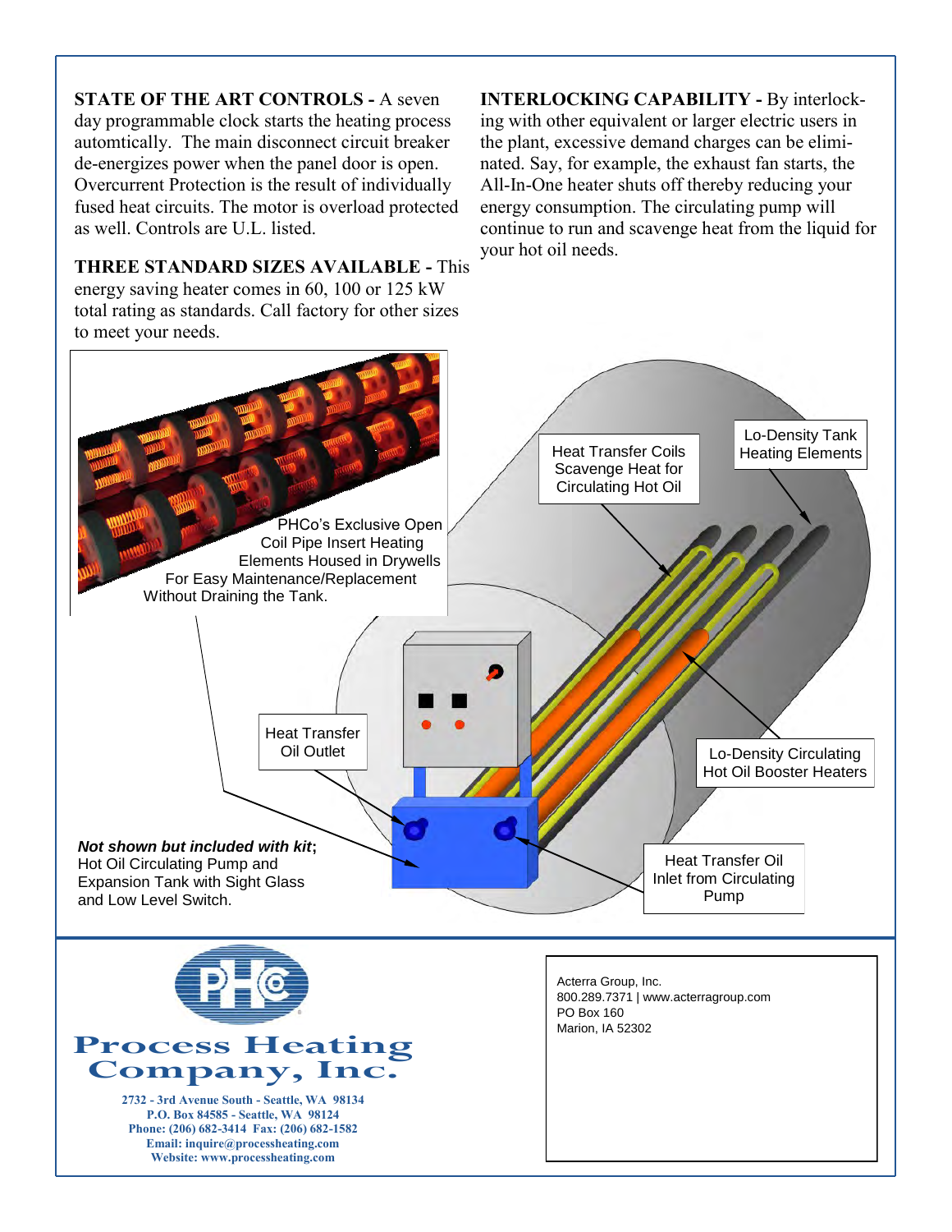**STATE OF THE ART CONTROLS -** A seven day programmable clock starts the heating process automtically. The main disconnect circuit breaker de-energizes power when the panel door is open. Overcurrent Protection is the result of individually fused heat circuits. The motor is overload protected as well. Controls are U.L. listed.

**THREE STANDARD SIZES AVAILABLE -** This energy saving heater comes in 60, 100 or 125 kW total rating as standards. Call factory for other sizes to meet your needs.

**INTERLOCKING CAPABILITY -** By interlocking with other equivalent or larger electric users in the plant, excessive demand charges can be eliminated. Say, for example, the exhaust fan starts, the All-In-One heater shuts off thereby reducing your energy consumption. The circulating pump will continue to run and scavenge heat from the liquid for your hot oil needs.

PHCo's Exclusive Open Coil Pipe Insert Heating Elements Housed in Drywells For Easy Maintenance/Replacement Without Draining the Tank.

Heat Transfer Coils Scavenge Heat for Circulating Hot Oil

Lo-Density Tank Heating Elements

Heat Transfer Oil Outlet

Lo-Density Circulating Hot Oil Booster Heaters

Heat Transfer Oil Inlet from Circulating Pump

***Not shown but included with kit*;**
Hot Oil Circulating Pump and Expansion Tank with Sight Glass and Low Level Switch.

**Process Heating Company, Inc.**

**2732 - 3rd Avenue South - Seattle, WA 98134**
**P.O. Box 84585 - Seattle, WA 98124**
**Phone: (206) 682-3414 Fax: (206) 682-1582**
**Email: inquire@processheating.com**
**Website: www.processheating.com**

Acterra Group, Inc.
800.289.7371 | www.acterragroup.com
PO Box 160
Marion, IA 52302